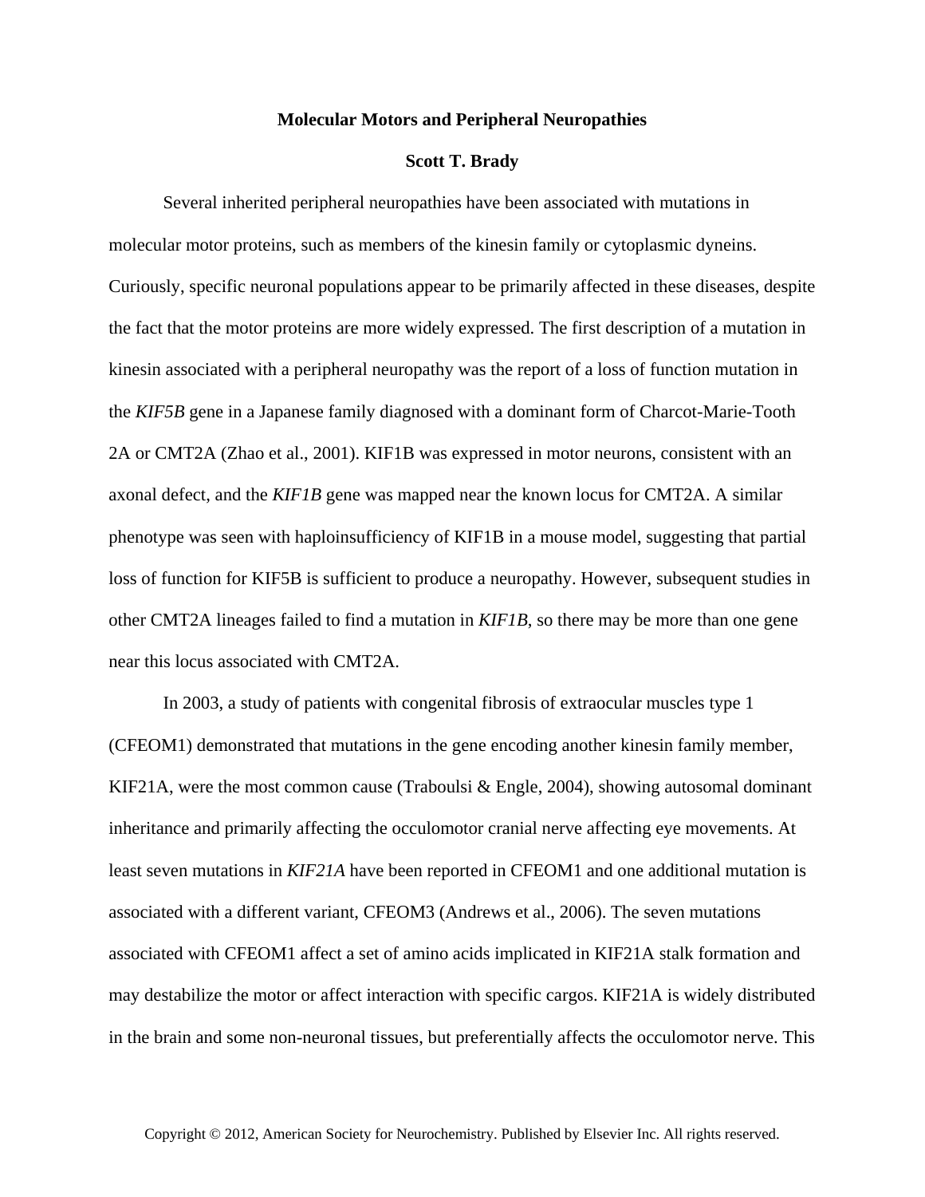**Molecular Motors and Peripheral Neuropathies**

**Scott T. Brady**

Several inherited peripheral neuropathies have been associated with mutations in molecular motor proteins, such as members of the kinesin family or cytoplasmic dyneins. Curiously, specific neuronal populations appear to be primarily affected in these diseases, despite the fact that the motor proteins are more widely expressed. The first description of a mutation in kinesin associated with a peripheral neuropathy was the report of a loss of function mutation in the *KIF5B* gene in a Japanese family diagnosed with a dominant form of Charcot-Marie-Tooth 2A or CMT2A (Zhao et al., 2001). KIF1B was expressed in motor neurons, consistent with an axonal defect, and the *KIF1B* gene was mapped near the known locus for CMT2A. A similar phenotype was seen with haploinsufficiency of KIF1B in a mouse model, suggesting that partial loss of function for KIF5B is sufficient to produce a neuropathy. However, subsequent studies in other CMT2A lineages failed to find a mutation in *KIF1B*, so there may be more than one gene near this locus associated with CMT2A.

In 2003, a study of patients with congenital fibrosis of extraocular muscles type 1 (CFEOM1) demonstrated that mutations in the gene encoding another kinesin family member, KIF21A, were the most common cause (Traboulsi & Engle, 2004), showing autosomal dominant inheritance and primarily affecting the occulomotor cranial nerve affecting eye movements. At least seven mutations in *KIF21A* have been reported in CFEOM1 and one additional mutation is associated with a different variant, CFEOM3 (Andrews et al., 2006). The seven mutations associated with CFEOM1 affect a set of amino acids implicated in KIF21A stalk formation and may destabilize the motor or affect interaction with specific cargos. KIF21A is widely distributed in the brain and some non-neuronal tissues, but preferentially affects the occulomotor nerve. This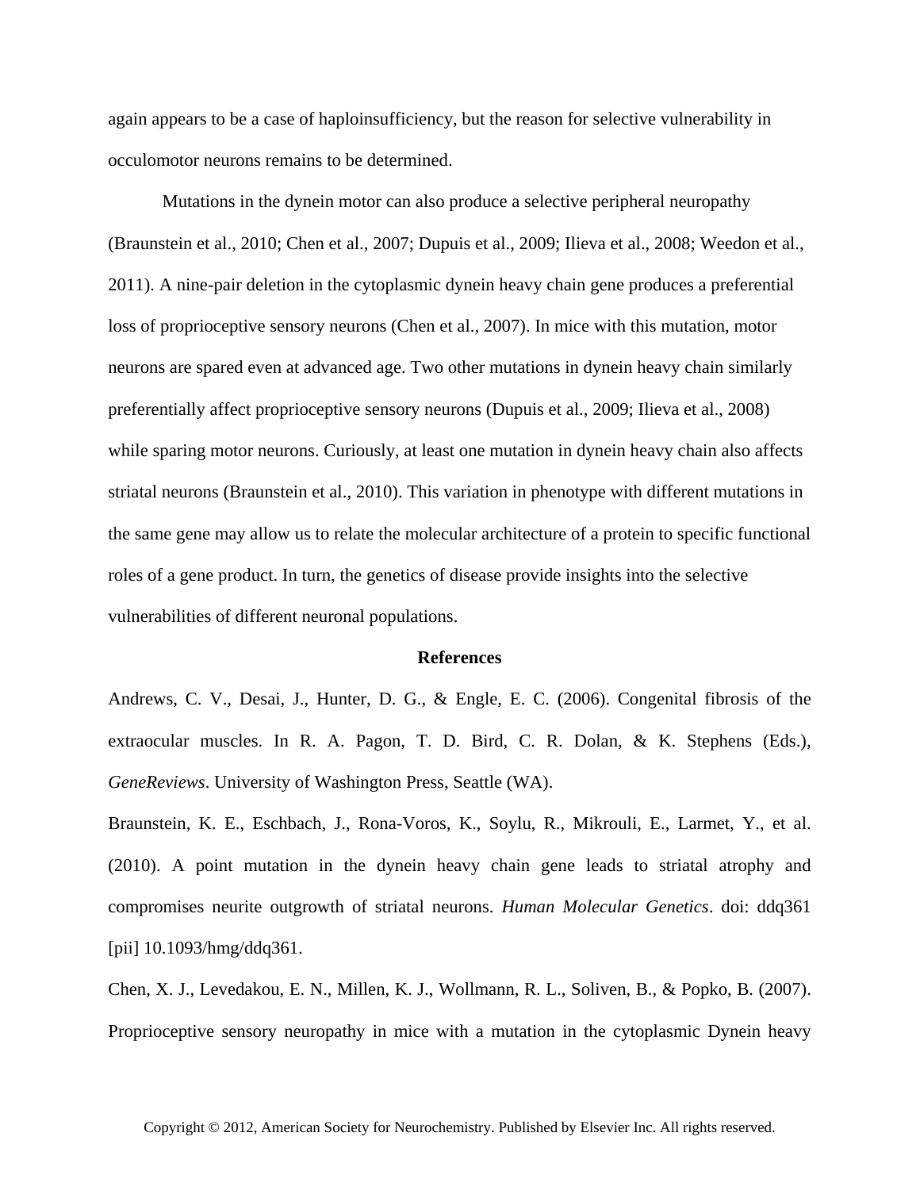again appears to be a case of haploinsufficiency, but the reason for selective vulnerability in occulomotor neurons remains to be determined.

Mutations in the dynein motor can also produce a selective peripheral neuropathy (Braunstein et al., 2010; Chen et al., 2007; Dupuis et al., 2009; Ilieva et al., 2008; Weedon et al., 2011). A nine-pair deletion in the cytoplasmic dynein heavy chain gene produces a preferential loss of proprioceptive sensory neurons (Chen et al., 2007). In mice with this mutation, motor neurons are spared even at advanced age. Two other mutations in dynein heavy chain similarly preferentially affect proprioceptive sensory neurons (Dupuis et al., 2009; Ilieva et al., 2008) while sparing motor neurons. Curiously, at least one mutation in dynein heavy chain also affects striatal neurons (Braunstein et al., 2010). This variation in phenotype with different mutations in the same gene may allow us to relate the molecular architecture of a protein to specific functional roles of a gene product. In turn, the genetics of disease provide insights into the selective vulnerabilities of different neuronal populations.

## References

Andrews, C. V., Desai, J., Hunter, D. G., & Engle, E. C. (2006). Congenital fibrosis of the extraocular muscles. In R. A. Pagon, T. D. Bird, C. R. Dolan, & K. Stephens (Eds.), *GeneReviews*. University of Washington Press, Seattle (WA).

Braunstein, K. E., Eschbach, J., Rona-Voros, K., Soylu, R., Mikrouli, E., Larmet, Y., et al. (2010). A point mutation in the dynein heavy chain gene leads to striatal atrophy and compromises neurite outgrowth of striatal neurons. *Human Molecular Genetics*. doi: ddq361 [pii] 10.1093/hmg/ddq361.

Chen, X. J., Levedakou, E. N., Millen, K. J., Wollmann, R. L., Soliven, B., & Popko, B. (2007). Proprioceptive sensory neuropathy in mice with a mutation in the cytoplasmic Dynein heavy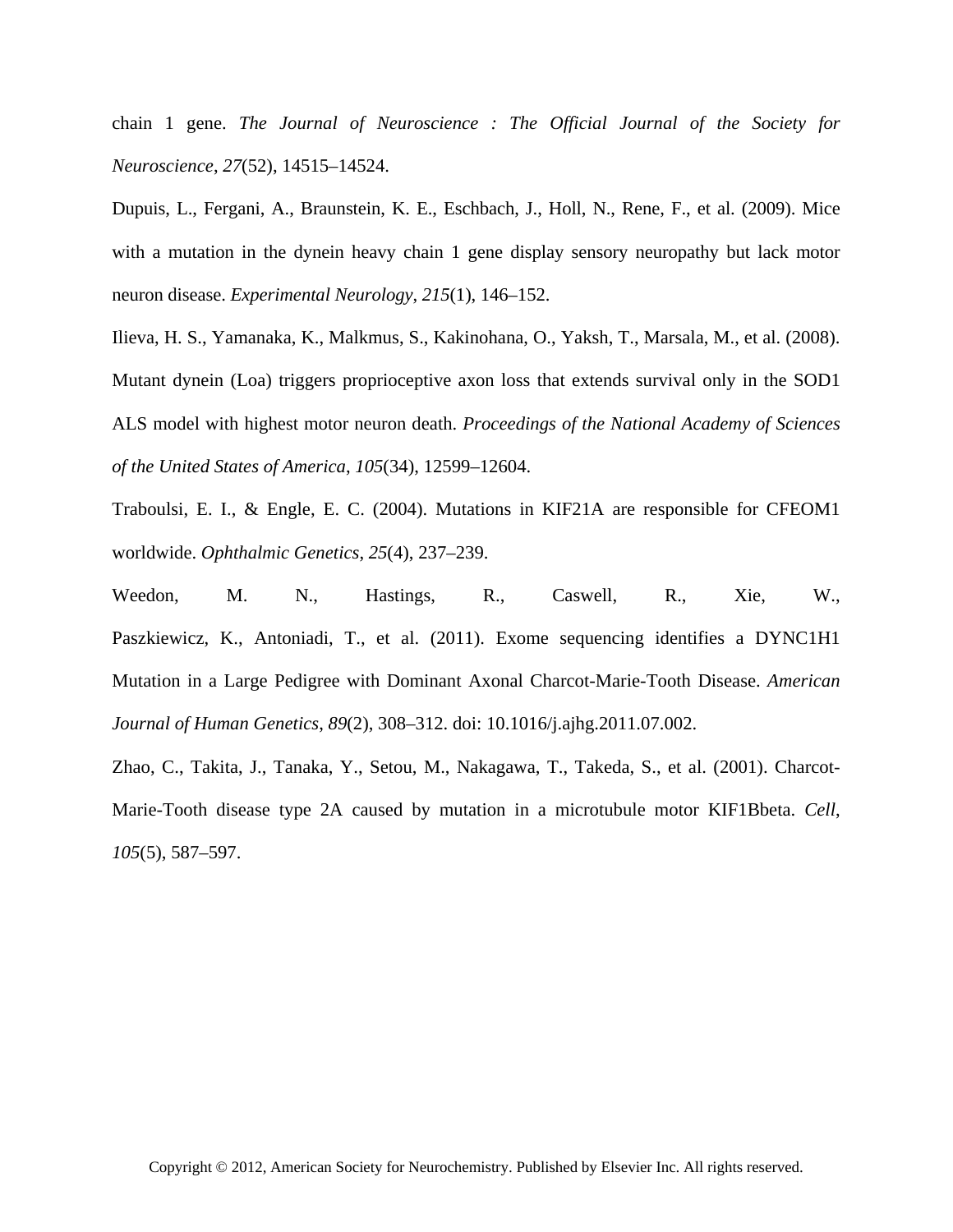chain 1 gene. *The Journal of Neuroscience : The Official Journal of the Society for Neuroscience*, *27*(52), 14515–14524.

Dupuis, L., Fergani, A., Braunstein, K. E., Eschbach, J., Holl, N., Rene, F., et al. (2009). Mice with a mutation in the dynein heavy chain 1 gene display sensory neuropathy but lack motor neuron disease. *Experimental Neurology*, *215*(1), 146–152.

Ilieva, H. S., Yamanaka, K., Malkmus, S., Kakinohana, O., Yaksh, T., Marsala, M., et al. (2008). Mutant dynein (Loa) triggers proprioceptive axon loss that extends survival only in the SOD1 ALS model with highest motor neuron death. *Proceedings of the National Academy of Sciences of the United States of America*, *105*(34), 12599–12604.

Traboulsi, E. I., & Engle, E. C. (2004). Mutations in KIF21A are responsible for CFEOM1 worldwide. *Ophthalmic Genetics*, *25*(4), 237–239.

Weedon, M. N., Hastings, R., Caswell, R., Xie, W., Paszkiewicz, K., Antoniadi, T., et al. (2011). Exome sequencing identifies a DYNC1H1 Mutation in a Large Pedigree with Dominant Axonal Charcot-Marie-Tooth Disease. *American Journal of Human Genetics*, *89*(2), 308–312. doi: 10.1016/j.ajhg.2011.07.002.

Zhao, C., Takita, J., Tanaka, Y., Setou, M., Nakagawa, T., Takeda, S., et al. (2001). Charcot-Marie-Tooth disease type 2A caused by mutation in a microtubule motor KIF1Bbeta. *Cell*, *105*(5), 587–597.

Copyright © 2012, American Society for Neurochemistry. Published by Elsevier Inc. All rights reserved.